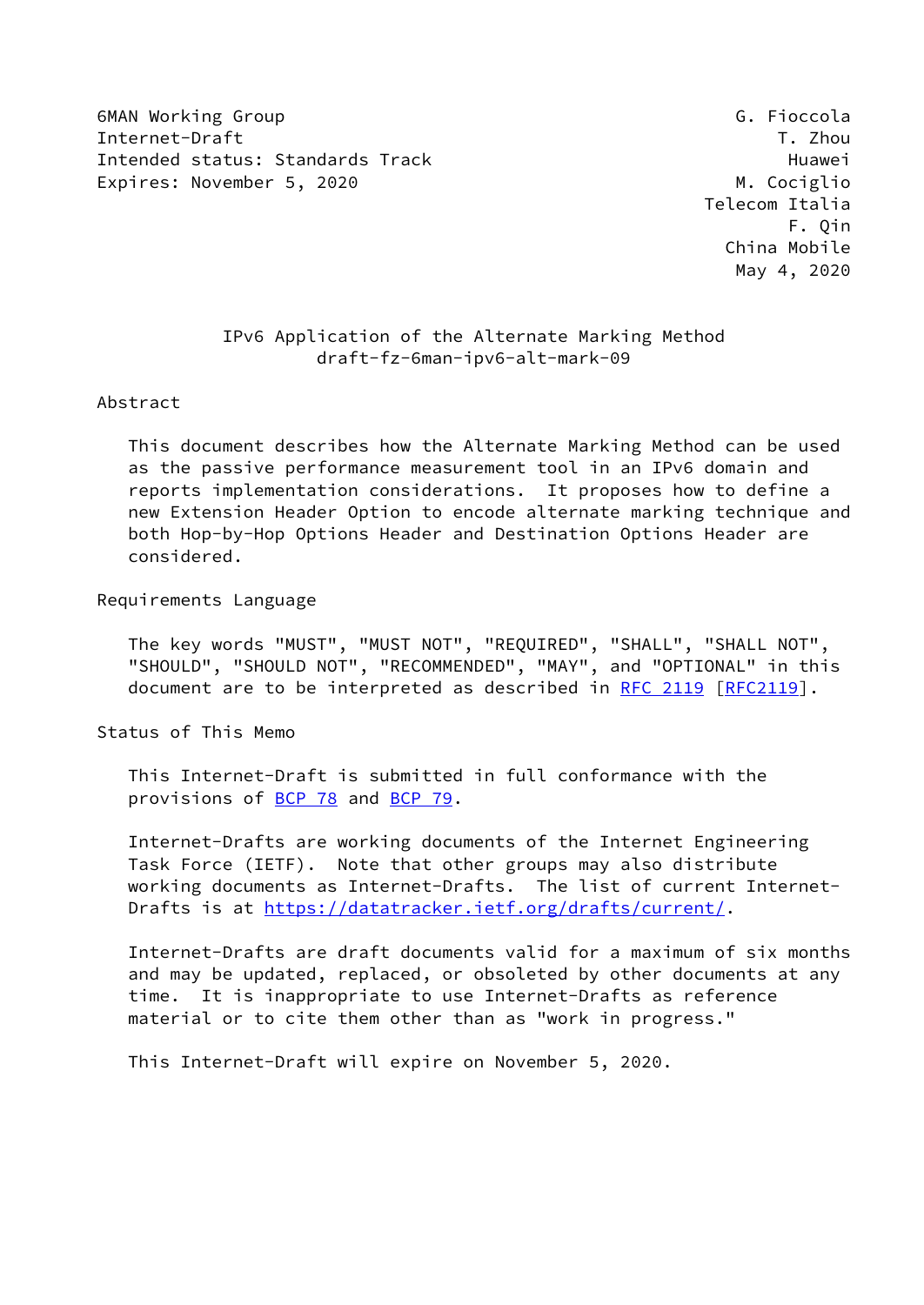6MAN Working Group G. Fioccola
Internet-Draft T. Zhou
Intended status: Standards Track Huawei
Expires: November 5, 2020 M. Cociglio
Telecom Italia
F. Qin
China Mobile
May 4, 2020

# IPv6 Application of the Alternate Marking Method
draft-fz-6man-ipv6-alt-mark-09

## Abstract

This document describes how the Alternate Marking Method can be used as the passive performance measurement tool in an IPv6 domain and reports implementation considerations. It proposes how to define a new Extension Header Option to encode alternate marking technique and both Hop-by-Hop Options Header and Destination Options Header are considered.

## Requirements Language

The key words "MUST", "MUST NOT", "REQUIRED", "SHALL", "SHALL NOT", "SHOULD", "SHOULD NOT", "RECOMMENDED", "MAY", and "OPTIONAL" in this document are to be interpreted as described in RFC 2119 [RFC2119].

## Status of This Memo

This Internet-Draft is submitted in full conformance with the provisions of BCP 78 and BCP 79.

Internet-Drafts are working documents of the Internet Engineering Task Force (IETF). Note that other groups may also distribute working documents as Internet-Drafts. The list of current Internet-Drafts is at https://datatracker.ietf.org/drafts/current/.

Internet-Drafts are draft documents valid for a maximum of six months and may be updated, replaced, or obsoleted by other documents at any time. It is inappropriate to use Internet-Drafts as reference material or to cite them other than as "work in progress."

This Internet-Draft will expire on November 5, 2020.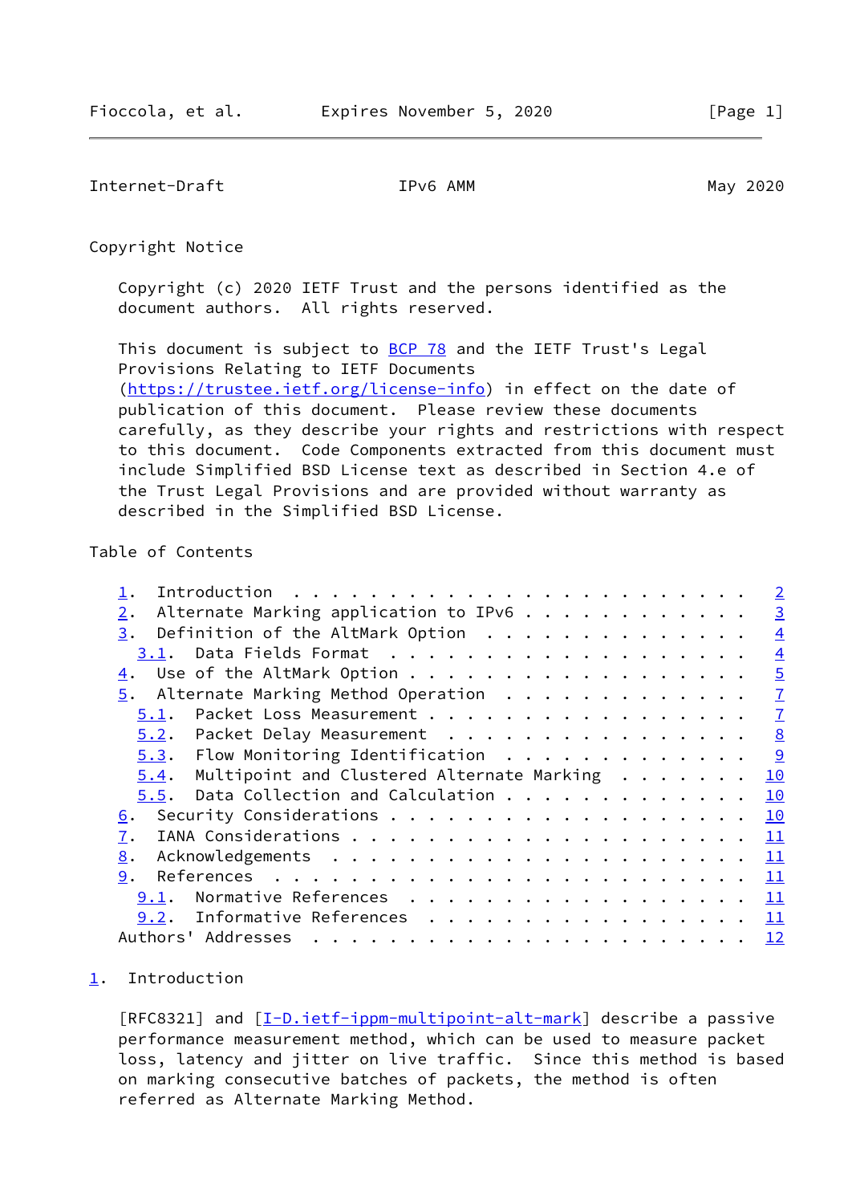## Copyright Notice

Copyright (c) 2020 IETF Trust and the persons identified as the document authors. All rights reserved.

This document is subject to BCP 78 and the IETF Trust's Legal Provisions Relating to IETF Documents (https://trustee.ietf.org/license-info) in effect on the date of publication of this document. Please review these documents carefully, as they describe your rights and restrictions with respect to this document. Code Components extracted from this document must include Simplified BSD License text as described in Section 4.e of the Trust Legal Provisions and are provided without warranty as described in the Simplified BSD License.

## Table of Contents

```
   1.  Introduction  . . . . . . . . . . . . . . . . . . . . . . . .   2
   2.  Alternate Marking application to IPv6 . . . . . . . . . . . .   3
   3.  Definition of the AltMark Option  . . . . . . . . . . . . . .   4
     3.1.  Data Fields Format  . . . . . . . . . . . . . . . . . . .   4
   4.  Use of the AltMark Option . . . . . . . . . . . . . . . . . .   5
   5.  Alternate Marking Method Operation  . . . . . . . . . . . . .   7
     5.1.  Packet Loss Measurement . . . . . . . . . . . . . . . . .   7
     5.2.  Packet Delay Measurement  . . . . . . . . . . . . . . . .   8
     5.3.  Flow Monitoring Identification  . . . . . . . . . . . . .   9
     5.4.  Multipoint and Clustered Alternate Marking  . . . . . . .  10
     5.5.  Data Collection and Calculation . . . . . . . . . . . . .  10
   6.  Security Considerations . . . . . . . . . . . . . . . . . . .  10
   7.  IANA Considerations . . . . . . . . . . . . . . . . . . . . .  11
   8.  Acknowledgements  . . . . . . . . . . . . . . . . . . . . . .  11
   9.  References  . . . . . . . . . . . . . . . . . . . . . . . . .  11
     9.1.  Normative References  . . . . . . . . . . . . . . . . . .  11
     9.2.  Informative References  . . . . . . . . . . . . . . . . .  11
   Authors' Addresses  . . . . . . . . . . . . . . . . . . . . . . .  12
```

## 1. Introduction

[RFC8321] and [I-D.ietf-ippm-multipoint-alt-mark] describe a passive performance measurement method, which can be used to measure packet loss, latency and jitter on live traffic. Since this method is based on marking consecutive batches of packets, the method is often referred as Alternate Marking Method.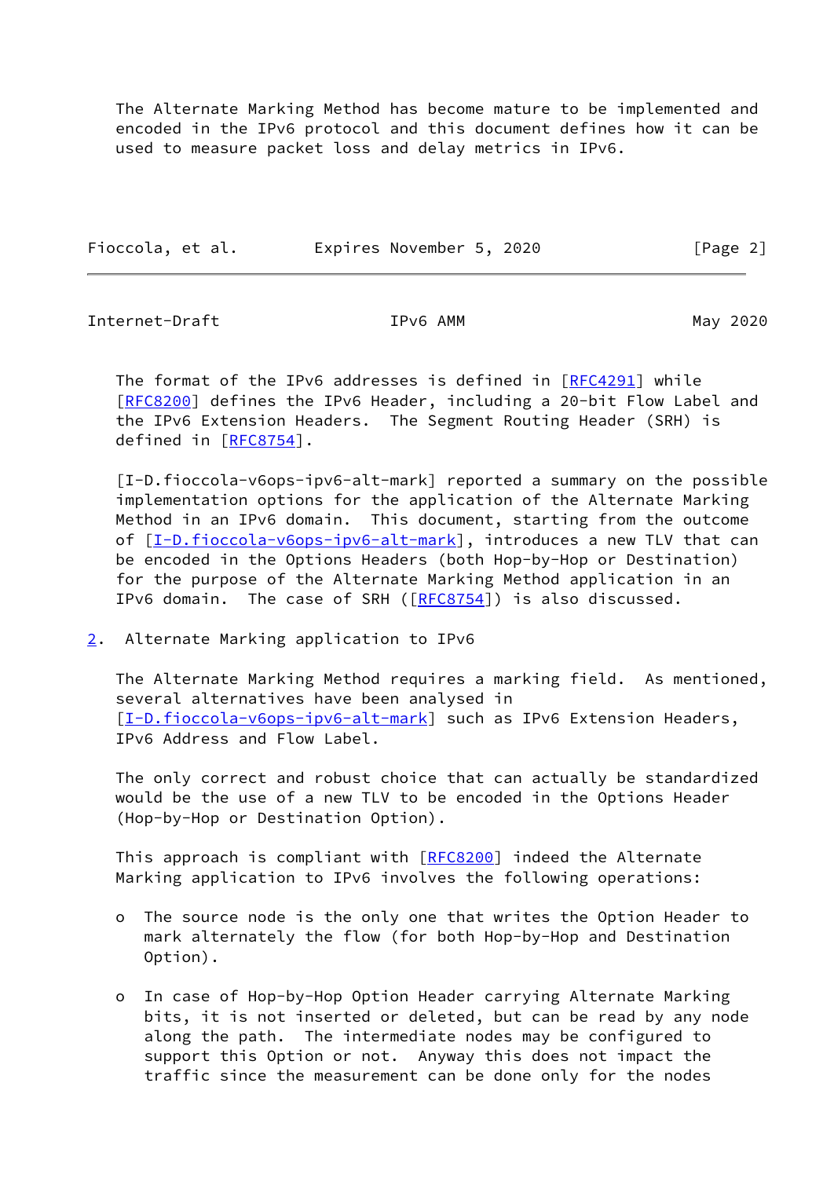The Alternate Marking Method has become mature to be implemented and encoded in the IPv6 protocol and this document defines how it can be used to measure packet loss and delay metrics in IPv6.

The format of the IPv6 addresses is defined in [RFC4291] while [RFC8200] defines the IPv6 Header, including a 20-bit Flow Label and the IPv6 Extension Headers. The Segment Routing Header (SRH) is defined in [RFC8754].

[I-D.fioccola-v6ops-ipv6-alt-mark] reported a summary on the possible implementation options for the application of the Alternate Marking Method in an IPv6 domain. This document, starting from the outcome of [I-D.fioccola-v6ops-ipv6-alt-mark], introduces a new TLV that can be encoded in the Options Headers (both Hop-by-Hop or Destination) for the purpose of the Alternate Marking Method application in an IPv6 domain. The case of SRH ([RFC8754]) is also discussed.

## 2. Alternate Marking application to IPv6

The Alternate Marking Method requires a marking field. As mentioned, several alternatives have been analysed in [I-D.fioccola-v6ops-ipv6-alt-mark] such as IPv6 Extension Headers, IPv6 Address and Flow Label.

The only correct and robust choice that can actually be standardized would be the use of a new TLV to be encoded in the Options Header (Hop-by-Hop or Destination Option).

This approach is compliant with [RFC8200] indeed the Alternate Marking application to IPv6 involves the following operations:

- o The source node is the only one that writes the Option Header to mark alternately the flow (for both Hop-by-Hop and Destination Option).

- o In case of Hop-by-Hop Option Header carrying Alternate Marking bits, it is not inserted or deleted, but can be read by any node along the path. The intermediate nodes may be configured to support this Option or not. Anyway this does not impact the traffic since the measurement can be done only for the nodes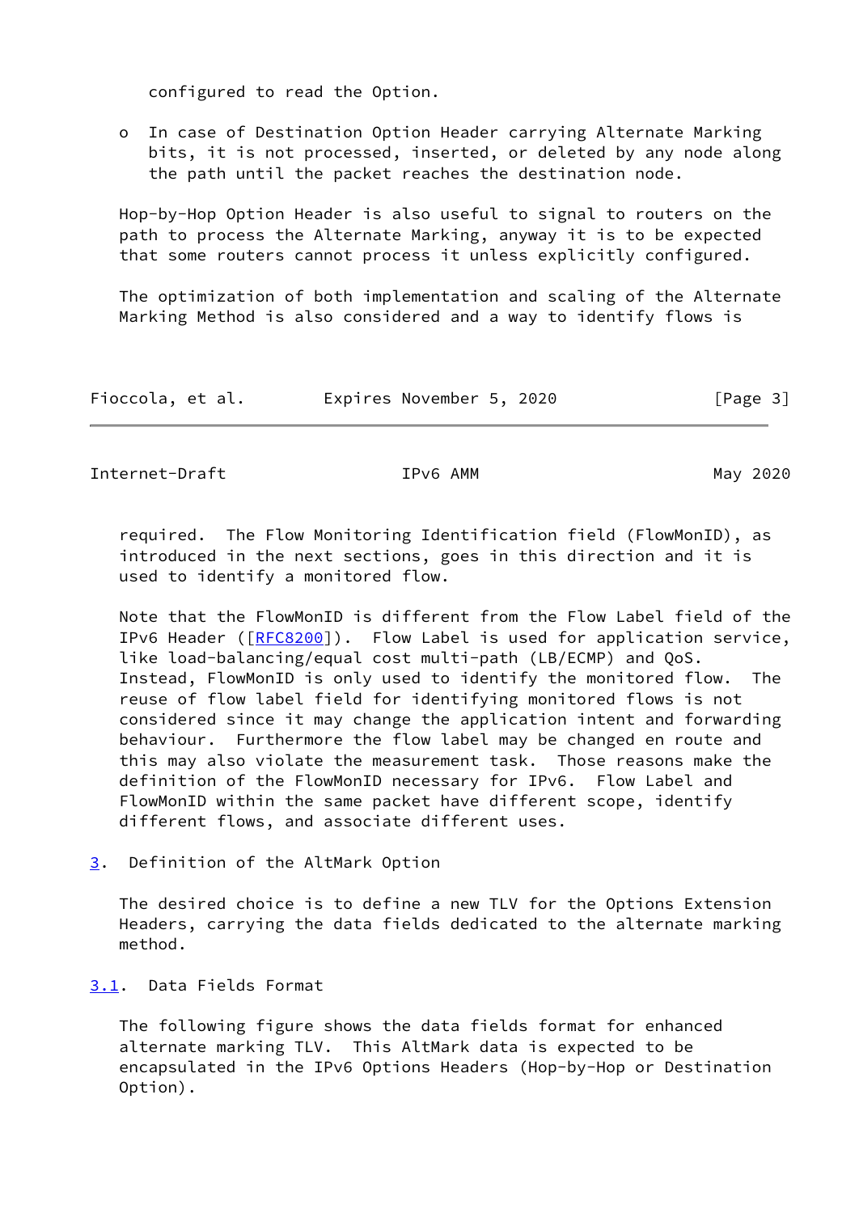configured to read the Option.

o In case of Destination Option Header carrying Alternate Marking bits, it is not processed, inserted, or deleted by any node along the path until the packet reaches the destination node.

Hop-by-Hop Option Header is also useful to signal to routers on the path to process the Alternate Marking, anyway it is to be expected that some routers cannot process it unless explicitly configured.

The optimization of both implementation and scaling of the Alternate Marking Method is also considered and a way to identify flows is required. The Flow Monitoring Identification field (FlowMonID), as introduced in the next sections, goes in this direction and it is used to identify a monitored flow.

Note that the FlowMonID is different from the Flow Label field of the IPv6 Header ([RFC8200]). Flow Label is used for application service, like load-balancing/equal cost multi-path (LB/ECMP) and QoS. Instead, FlowMonID is only used to identify the monitored flow. The reuse of flow label field for identifying monitored flows is not considered since it may change the application intent and forwarding behaviour. Furthermore the flow label may be changed en route and this may also violate the measurement task. Those reasons make the definition of the FlowMonID necessary for IPv6. Flow Label and FlowMonID within the same packet have different scope, identify different flows, and associate different uses.

## 3. Definition of the AltMark Option

The desired choice is to define a new TLV for the Options Extension Headers, carrying the data fields dedicated to the alternate marking method.

### 3.1. Data Fields Format

The following figure shows the data fields format for enhanced alternate marking TLV. This AltMark data is expected to be encapsulated in the IPv6 Options Headers (Hop-by-Hop or Destination Option).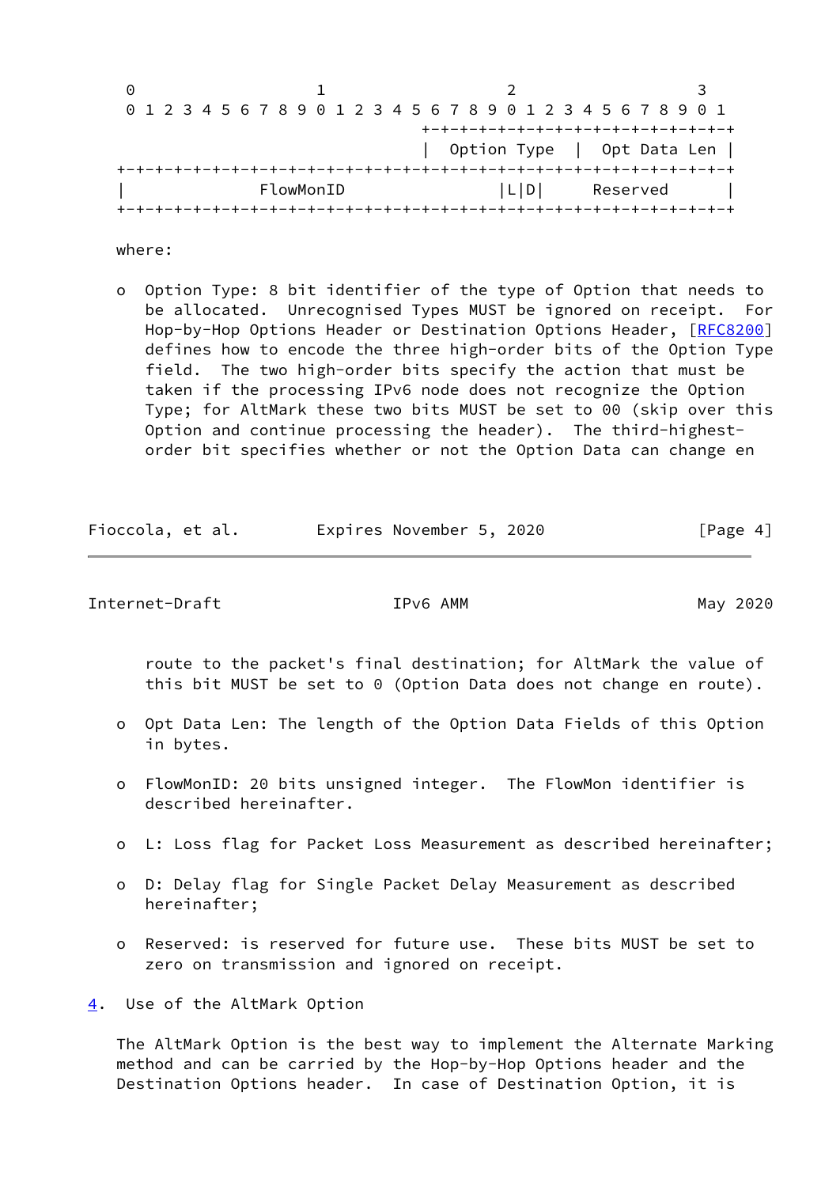```
 0                   1                   2                   3
 0 1 2 3 4 5 6 7 8 9 0 1 2 3 4 5 6 7 8 9 0 1 2 3 4 5 6 7 8 9 0 1
                                +-+-+-+-+-+-+-+-+-+-+-+-+-+-+-+-+
                                |  Option Type  |  Opt Data Len |
+-+-+-+-+-+-+-+-+-+-+-+-+-+-+-+-+-+-+-+-+-+-+-+-+-+-+-+-+-+-+-+-+
|              FlowMonID                |L|D|     Reserved      |
+-+-+-+-+-+-+-+-+-+-+-+-+-+-+-+-+-+-+-+-+-+-+-+-+-+-+-+-+-+-+-+-+
```

where:

- Option Type: 8 bit identifier of the type of Option that needs to be allocated. Unrecognised Types MUST be ignored on receipt. For Hop-by-Hop Options Header or Destination Options Header, [RFC8200] defines how to encode the three high-order bits of the Option Type field. The two high-order bits specify the action that must be taken if the processing IPv6 node does not recognize the Option Type; for AltMark these two bits MUST be set to 00 (skip over this Option and continue processing the header). The third-highest-order bit specifies whether or not the Option Data can change en route to the packet's final destination; for AltMark the value of this bit MUST be set to 0 (Option Data does not change en route).

- Opt Data Len: The length of the Option Data Fields of this Option in bytes.

- FlowMonID: 20 bits unsigned integer. The FlowMon identifier is described hereinafter.

- L: Loss flag for Packet Loss Measurement as described hereinafter;

- D: Delay flag for Single Packet Delay Measurement as described hereinafter;

- Reserved: is reserved for future use. These bits MUST be set to zero on transmission and ignored on receipt.

## 4. Use of the AltMark Option

The AltMark Option is the best way to implement the Alternate Marking method and can be carried by the Hop-by-Hop Options header and the Destination Options header. In case of Destination Option, it is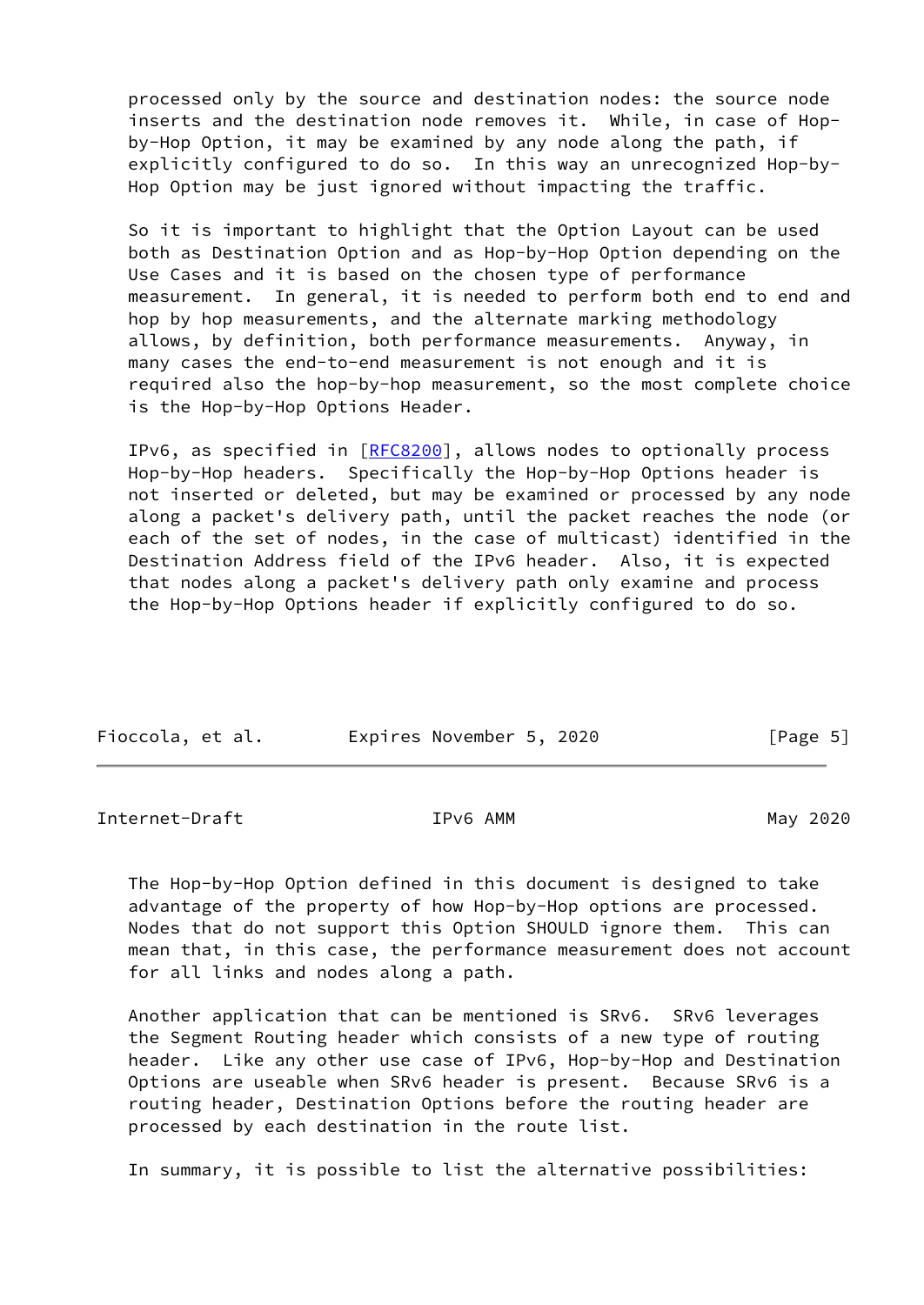processed only by the source and destination nodes: the source node inserts and the destination node removes it. While, in case of Hop-by-Hop Option, it may be examined by any node along the path, if explicitly configured to do so. In this way an unrecognized Hop-by-Hop Option may be just ignored without impacting the traffic.

So it is important to highlight that the Option Layout can be used both as Destination Option and as Hop-by-Hop Option depending on the Use Cases and it is based on the chosen type of performance measurement. In general, it is needed to perform both end to end and hop by hop measurements, and the alternate marking methodology allows, by definition, both performance measurements. Anyway, in many cases the end-to-end measurement is not enough and it is required also the hop-by-hop measurement, so the most complete choice is the Hop-by-Hop Options Header.

IPv6, as specified in [RFC8200], allows nodes to optionally process Hop-by-Hop headers. Specifically the Hop-by-Hop Options header is not inserted or deleted, but may be examined or processed by any node along a packet's delivery path, until the packet reaches the node (or each of the set of nodes, in the case of multicast) identified in the Destination Address field of the IPv6 header. Also, it is expected that nodes along a packet's delivery path only examine and process the Hop-by-Hop Options header if explicitly configured to do so.

The Hop-by-Hop Option defined in this document is designed to take advantage of the property of how Hop-by-Hop options are processed. Nodes that do not support this Option SHOULD ignore them. This can mean that, in this case, the performance measurement does not account for all links and nodes along a path.

Another application that can be mentioned is SRv6. SRv6 leverages the Segment Routing header which consists of a new type of routing header. Like any other use case of IPv6, Hop-by-Hop and Destination Options are useable when SRv6 header is present. Because SRv6 is a routing header, Destination Options before the routing header are processed by each destination in the route list.

In summary, it is possible to list the alternative possibilities: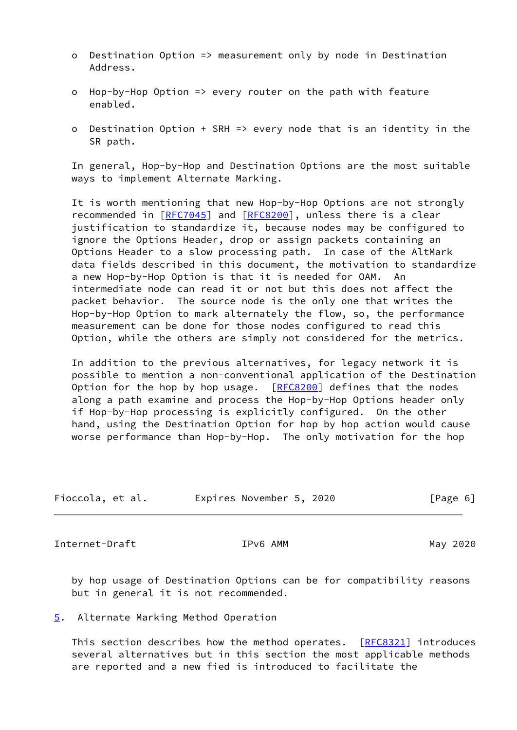- Destination Option => measurement only by node in Destination Address.

- Hop-by-Hop Option => every router on the path with feature enabled.

- Destination Option + SRH => every node that is an identity in the SR path.

In general, Hop-by-Hop and Destination Options are the most suitable ways to implement Alternate Marking.

It is worth mentioning that new Hop-by-Hop Options are not strongly recommended in [RFC7045] and [RFC8200], unless there is a clear justification to standardize it, because nodes may be configured to ignore the Options Header, drop or assign packets containing an Options Header to a slow processing path. In case of the AltMark data fields described in this document, the motivation to standardize a new Hop-by-Hop Option is that it is needed for OAM. An intermediate node can read it or not but this does not affect the packet behavior. The source node is the only one that writes the Hop-by-Hop Option to mark alternately the flow, so, the performance measurement can be done for those nodes configured to read this Option, while the others are simply not considered for the metrics.

In addition to the previous alternatives, for legacy network it is possible to mention a non-conventional application of the Destination Option for the hop by hop usage. [RFC8200] defines that the nodes along a path examine and process the Hop-by-Hop Options header only if Hop-by-Hop processing is explicitly configured. On the other hand, using the Destination Option for hop by hop action would cause worse performance than Hop-by-Hop. The only motivation for the hop by hop usage of Destination Options can be for compatibility reasons but in general it is not recommended.

## 5. Alternate Marking Method Operation

This section describes how the method operates. [RFC8321] introduces several alternatives but in this section the most applicable methods are reported and a new fied is introduced to facilitate the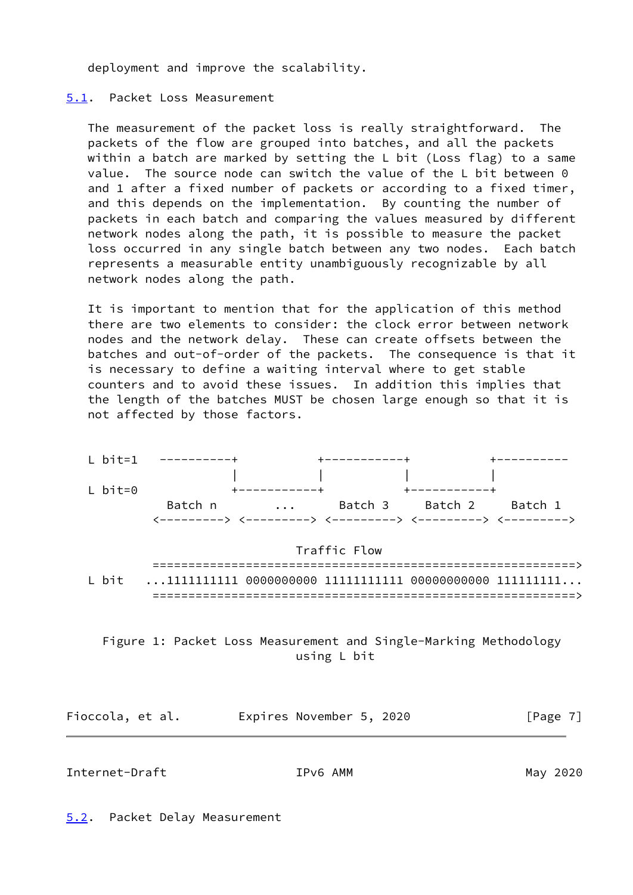deployment and improve the scalability.

### 5.1. Packet Loss Measurement

The measurement of the packet loss is really straightforward. The packets of the flow are grouped into batches, and all the packets within a batch are marked by setting the L bit (Loss flag) to a same value. The source node can switch the value of the L bit between 0 and 1 after a fixed number of packets or according to a fixed timer, and this depends on the implementation. By counting the number of packets in each batch and comparing the values measured by different network nodes along the path, it is possible to measure the packet loss occurred in any single batch between any two nodes. Each batch represents a measurable entity unambiguously recognizable by all network nodes along the path.

It is important to mention that for the application of this method there are two elements to consider: the clock error between network nodes and the network delay. These can create offsets between the batches and out-of-order of the packets. The consequence is that it is necessary to define a waiting interval where to get stable counters and to avoid these issues. In addition this implies that the length of the batches MUST be chosen large enough so that it is not affected by those factors.

```
L bit=1   ----------+           +-----------+           +----------
                    |           |           |           |
L bit=0             +-----------+           +-----------+
           Batch n        ...       Batch 3     Batch 2     Batch 1
         <---------> <---------> <---------> <---------> <--------->

                                Traffic Flow
         ===========================================================>
L bit    ...1111111111 0000000000 11111111111 00000000000 111111111...
         ===========================================================>
```

Figure 1: Packet Loss Measurement and Single-Marking Methodology using L bit

### 5.2. Packet Delay Measurement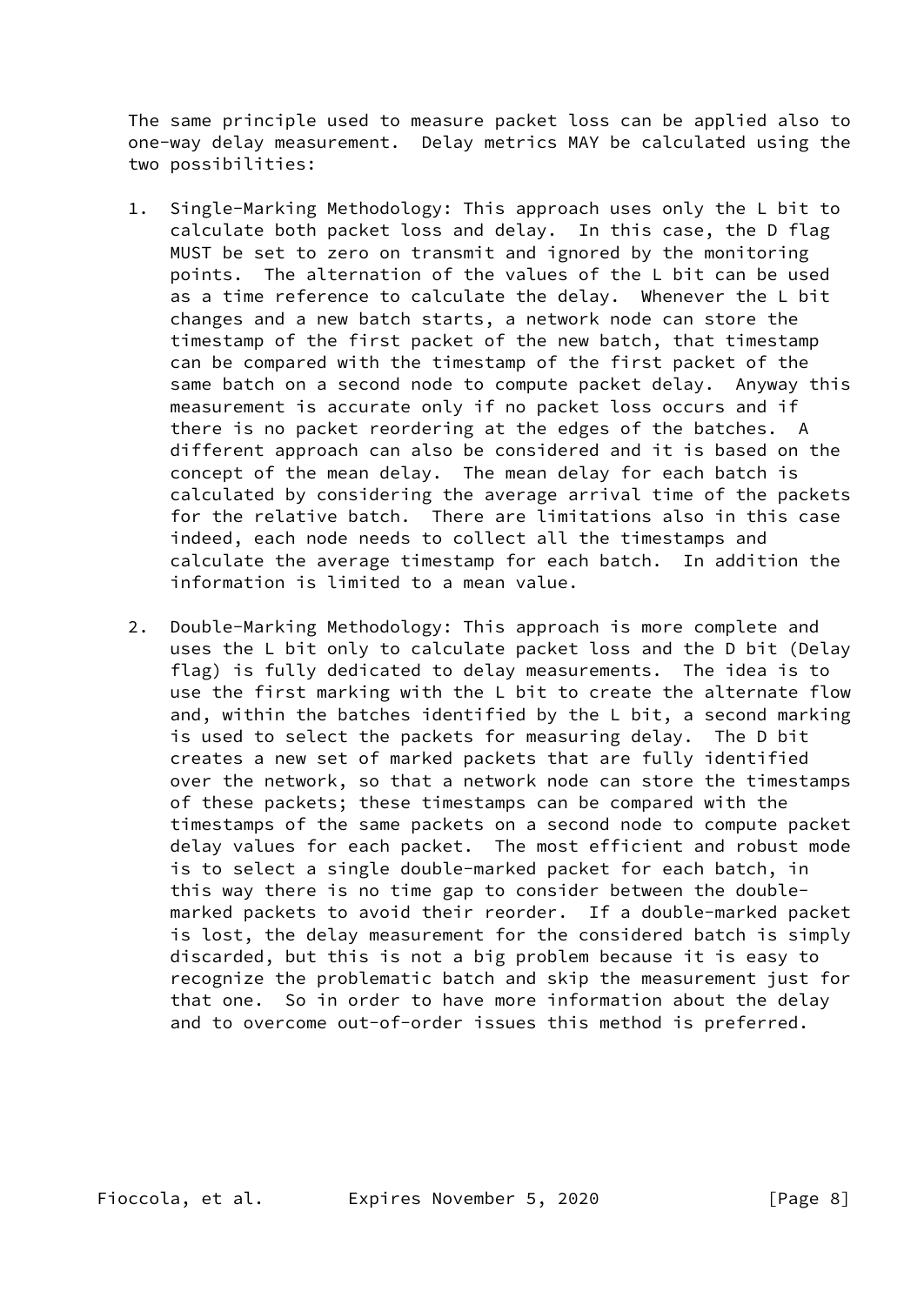The same principle used to measure packet loss can be applied also to one-way delay measurement. Delay metrics MAY be calculated using the two possibilities:

1. Single-Marking Methodology: This approach uses only the L bit to calculate both packet loss and delay. In this case, the D flag MUST be set to zero on transmit and ignored by the monitoring points. The alternation of the values of the L bit can be used as a time reference to calculate the delay. Whenever the L bit changes and a new batch starts, a network node can store the timestamp of the first packet of the new batch, that timestamp can be compared with the timestamp of the first packet of the same batch on a second node to compute packet delay. Anyway this measurement is accurate only if no packet loss occurs and if there is no packet reordering at the edges of the batches. A different approach can also be considered and it is based on the concept of the mean delay. The mean delay for each batch is calculated by considering the average arrival time of the packets for the relative batch. There are limitations also in this case indeed, each node needs to collect all the timestamps and calculate the average timestamp for each batch. In addition the information is limited to a mean value.

2. Double-Marking Methodology: This approach is more complete and uses the L bit only to calculate packet loss and the D bit (Delay flag) is fully dedicated to delay measurements. The idea is to use the first marking with the L bit to create the alternate flow and, within the batches identified by the L bit, a second marking is used to select the packets for measuring delay. The D bit creates a new set of marked packets that are fully identified over the network, so that a network node can store the timestamps of these packets; these timestamps can be compared with the timestamps of the same packets on a second node to compute packet delay values for each packet. The most efficient and robust mode is to select a single double-marked packet for each batch, in this way there is no time gap to consider between the double-marked packets to avoid their reorder. If a double-marked packet is lost, the delay measurement for the considered batch is simply discarded, but this is not a big problem because it is easy to recognize the problematic batch and skip the measurement just for that one. So in order to have more information about the delay and to overcome out-of-order issues this method is preferred.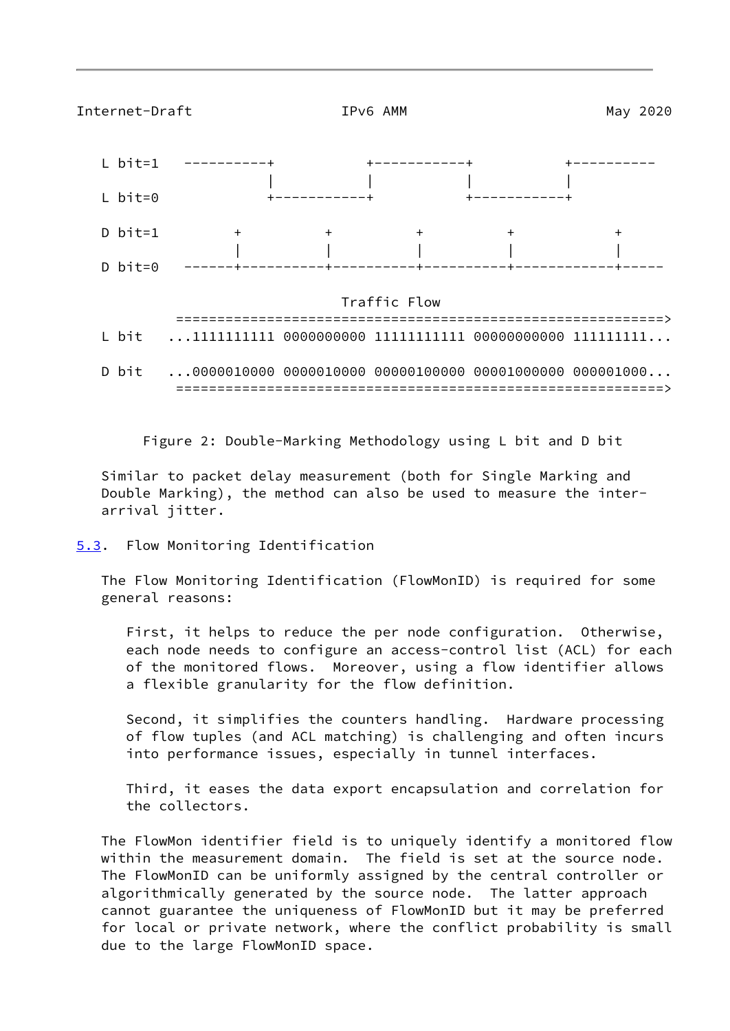```
   L bit=1   ----------+          +-----------+          +----------
                       |          |           |          |
   L bit=0             +----------+           +----------+

   D bit=1        +         +         +         +           +
                  |         |         |         |           |
   D bit=0   ------+----------+----------+----------+------------+-----

                              Traffic Flow
             ===========================================================>
   L bit    ...1111111111 0000000000 11111111111 00000000000 111111111...

   D bit    ...0000010000 0000010000 00000100000 00001000000 000001000...
             ===========================================================>
```

Figure 2: Double-Marking Methodology using L bit and D bit

Similar to packet delay measurement (both for Single Marking and Double Marking), the method can also be used to measure the inter-arrival jitter.

## 5.3. Flow Monitoring Identification

The Flow Monitoring Identification (FlowMonID) is required for some general reasons:

> First, it helps to reduce the per node configuration. Otherwise, each node needs to configure an access-control list (ACL) for each of the monitored flows. Moreover, using a flow identifier allows a flexible granularity for the flow definition.
>
> Second, it simplifies the counters handling. Hardware processing of flow tuples (and ACL matching) is challenging and often incurs into performance issues, especially in tunnel interfaces.
>
> Third, it eases the data export encapsulation and correlation for the collectors.

The FlowMon identifier field is to uniquely identify a monitored flow within the measurement domain. The field is set at the source node. The FlowMonID can be uniformly assigned by the central controller or algorithmically generated by the source node. The latter approach cannot guarantee the uniqueness of FlowMonID but it may be preferred for local or private network, where the conflict probability is small due to the large FlowMonID space.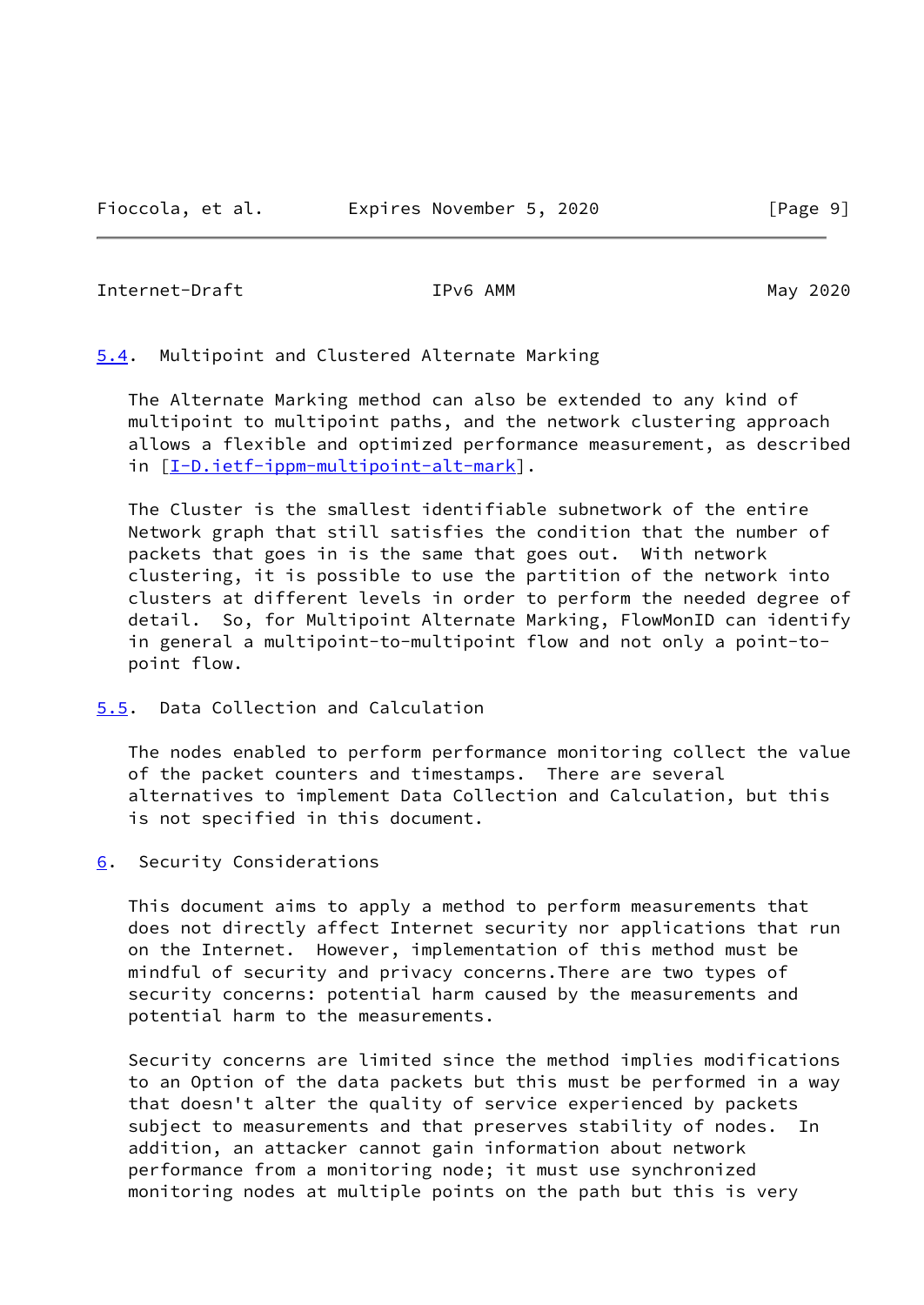## 5.4. Multipoint and Clustered Alternate Marking

The Alternate Marking method can also be extended to any kind of multipoint to multipoint paths, and the network clustering approach allows a flexible and optimized performance measurement, as described in [I-D.ietf-ippm-multipoint-alt-mark].

The Cluster is the smallest identifiable subnetwork of the entire Network graph that still satisfies the condition that the number of packets that goes in is the same that goes out. With network clustering, it is possible to use the partition of the network into clusters at different levels in order to perform the needed degree of detail. So, for Multipoint Alternate Marking, FlowMonID can identify in general a multipoint-to-multipoint flow and not only a point-to-point flow.

## 5.5. Data Collection and Calculation

The nodes enabled to perform performance monitoring collect the value of the packet counters and timestamps. There are several alternatives to implement Data Collection and Calculation, but this is not specified in this document.

# 6. Security Considerations

This document aims to apply a method to perform measurements that does not directly affect Internet security nor applications that run on the Internet. However, implementation of this method must be mindful of security and privacy concerns.There are two types of security concerns: potential harm caused by the measurements and potential harm to the measurements.

Security concerns are limited since the method implies modifications to an Option of the data packets but this must be performed in a way that doesn't alter the quality of service experienced by packets subject to measurements and that preserves stability of nodes. In addition, an attacker cannot gain information about network performance from a monitoring node; it must use synchronized monitoring nodes at multiple points on the path but this is very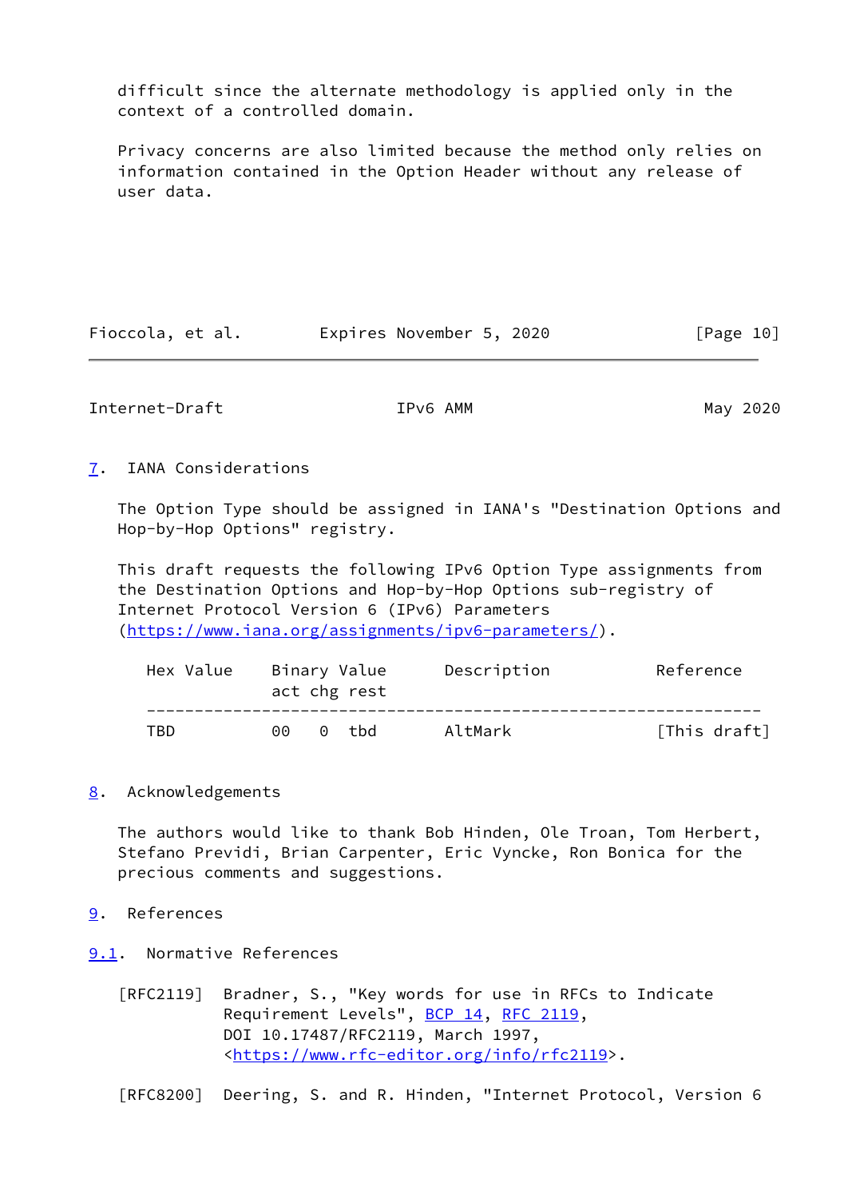difficult since the alternate methodology is applied only in the context of a controlled domain.

Privacy concerns are also limited because the method only relies on information contained in the Option Header without any release of user data.

## 7. IANA Considerations

The Option Type should be assigned in IANA's "Destination Options and Hop-by-Hop Options" registry.

This draft requests the following IPv6 Option Type assignments from the Destination Options and Hop-by-Hop Options sub-registry of Internet Protocol Version 6 (IPv6) Parameters (https://www.iana.org/assignments/ipv6-parameters/).

```
   Hex Value     Binary Value      Description           Reference
                 act chg rest
   ---------------------------------------------------------------
   TBD           00   0  tbd       AltMark              [This draft]
```

## 8. Acknowledgements

The authors would like to thank Bob Hinden, Ole Troan, Tom Herbert, Stefano Previdi, Brian Carpenter, Eric Vyncke, Ron Bonica for the precious comments and suggestions.

## 9. References

### 9.1. Normative References

[RFC2119] Bradner, S., "Key words for use in RFCs to Indicate Requirement Levels", BCP 14, RFC 2119, DOI 10.17487/RFC2119, March 1997, <https://www.rfc-editor.org/info/rfc2119>.

[RFC8200] Deering, S. and R. Hinden, "Internet Protocol, Version 6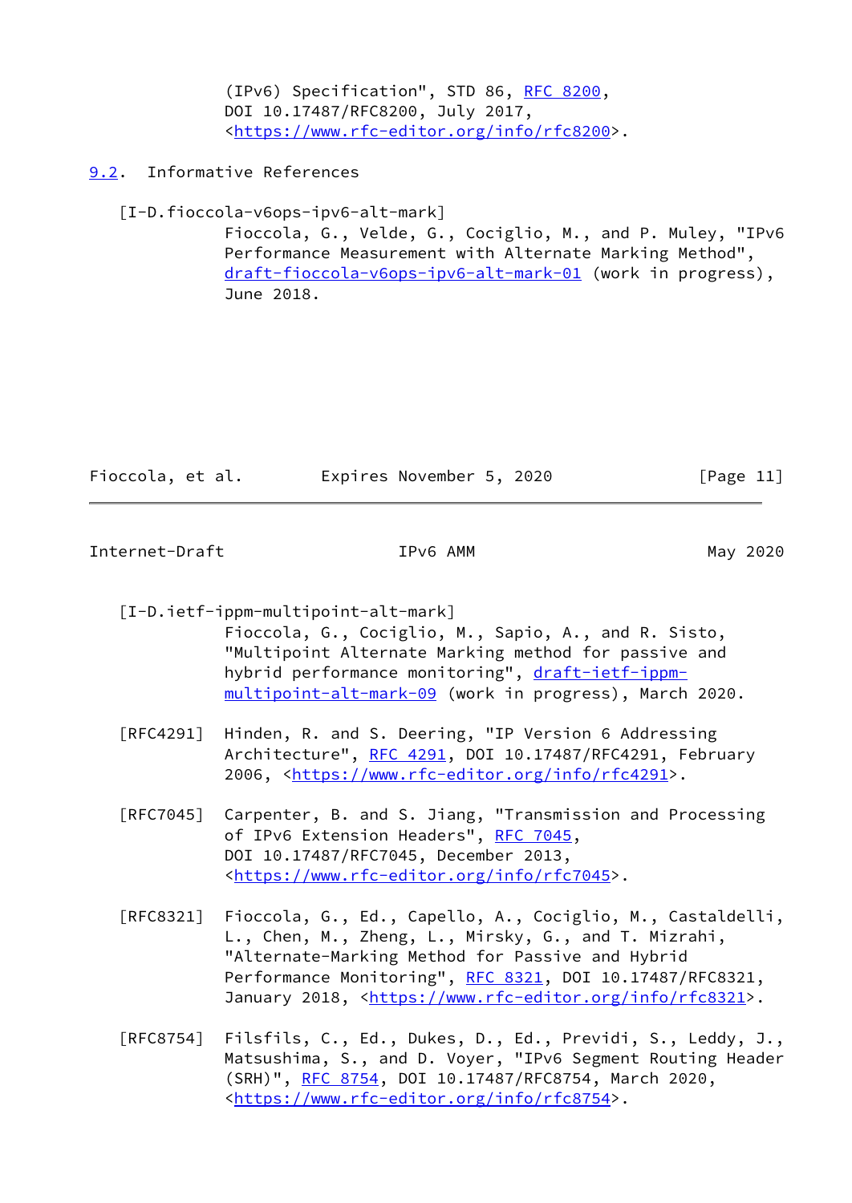(IPv6) Specification", STD 86, RFC 8200, DOI 10.17487/RFC8200, July 2017, <https://www.rfc-editor.org/info/rfc8200>.

## 9.2. Informative References

[I-D.fioccola-v6ops-ipv6-alt-mark]
Fioccola, G., Velde, G., Cociglio, M., and P. Muley, "IPv6 Performance Measurement with Alternate Marking Method", draft-fioccola-v6ops-ipv6-alt-mark-01 (work in progress), June 2018.

[I-D.ietf-ippm-multipoint-alt-mark]
Fioccola, G., Cociglio, M., Sapio, A., and R. Sisto, "Multipoint Alternate Marking method for passive and hybrid performance monitoring", draft-ietf-ippm-multipoint-alt-mark-09 (work in progress), March 2020.

[RFC4291] Hinden, R. and S. Deering, "IP Version 6 Addressing Architecture", RFC 4291, DOI 10.17487/RFC4291, February 2006, <https://www.rfc-editor.org/info/rfc4291>.

[RFC7045] Carpenter, B. and S. Jiang, "Transmission and Processing of IPv6 Extension Headers", RFC 7045, DOI 10.17487/RFC7045, December 2013, <https://www.rfc-editor.org/info/rfc7045>.

[RFC8321] Fioccola, G., Ed., Capello, A., Cociglio, M., Castaldelli, L., Chen, M., Zheng, L., Mirsky, G., and T. Mizrahi, "Alternate-Marking Method for Passive and Hybrid Performance Monitoring", RFC 8321, DOI 10.17487/RFC8321, January 2018, <https://www.rfc-editor.org/info/rfc8321>.

[RFC8754] Filsfils, C., Ed., Dukes, D., Ed., Previdi, S., Leddy, J., Matsushima, S., and D. Voyer, "IPv6 Segment Routing Header (SRH)", RFC 8754, DOI 10.17487/RFC8754, March 2020, <https://www.rfc-editor.org/info/rfc8754>.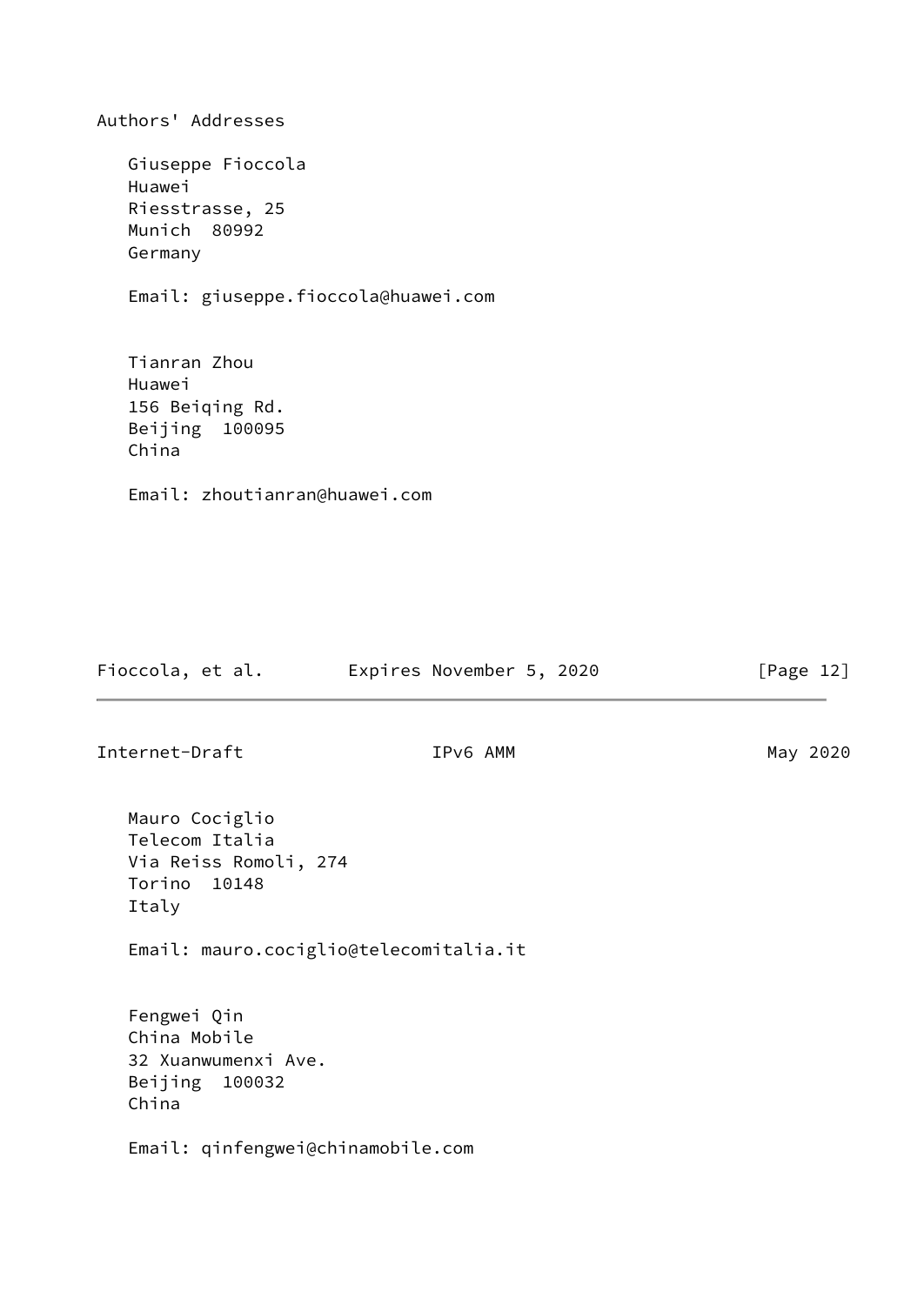## Authors' Addresses

Giuseppe Fioccola
Huawei
Riesstrasse, 25
Munich 80992
Germany

Email: giuseppe.fioccola@huawei.com

Tianran Zhou
Huawei
156 Beiqing Rd.
Beijing 100095
China

Email: zhoutianran@huawei.com

Mauro Cociglio
Telecom Italia
Via Reiss Romoli, 274
Torino 10148
Italy

Email: mauro.cociglio@telecomitalia.it

Fengwei Qin
China Mobile
32 Xuanwumenxi Ave.
Beijing 100032
China

Email: qinfengwei@chinamobile.com